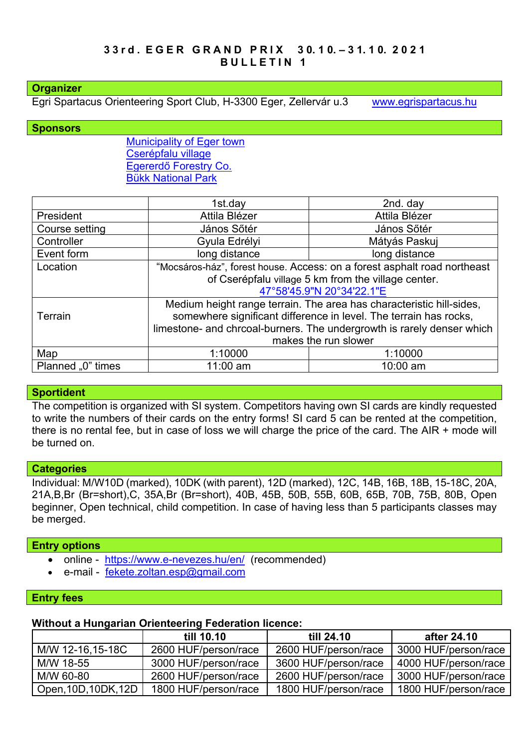# 33rd. EGER GRAND PRIX 30.10.–31.10. 2021
## BULLETIN 1

## Organizer

Egri Spartacus Orienteering Sport Club, H-3300 Eger, Zellervár u.3 www.egrispartacus.hu

## Sponsors

Municipality of Eger town
Cserépfalu village
Egererdő Forestry Co.
Bükk National Park

| | 1st.day | 2nd. day |
|---|---|---|
| President | Attila Blézer | Attila Blézer |
| Course setting | János Sőtér | János Sőtér |
| Controller | Gyula Edrélyi | Mátyás Paskuj |
| Event form | long distance | long distance |
| Location | "Mocsáros-ház", forest house. Access: on a forest asphalt road northeast of Cserépfalu village 5 km from the village center. 47°58'45.9"N 20°34'22.1"E | |
| Terrain | Medium height range terrain. The area has characteristic hill-sides, somewhere significant difference in level. The terrain has rocks, limestone- and chrcoal-burners. The undergrowth is rarely denser which makes the run slower | |
| Map | 1:10000 | 1:10000 |
| Planned „0" times | 11:00 am | 10:00 am |

## Sportident

The competition is organized with SI system. Competitors having own SI cards are kindly requested to write the numbers of their cards on the entry forms! SI card 5 can be rented at the competition, there is no rental fee, but in case of loss we will charge the price of the card. The AIR + mode will be turned on.

## Categories

Individual: M/W10D (marked), 10DK (with parent), 12D (marked), 12C, 14B, 16B, 18B, 15-18C, 20A, 21A,B,Br (Br=short),C, 35A,Br (Br=short), 40B, 45B, 50B, 55B, 60B, 65B, 70B, 75B, 80B, Open beginner, Open technical, child competition. In case of having less than 5 participants classes may be merged.

## Entry options

- online - https://www.e-nevezes.hu/en/ (recommended)
- e-mail - fekete.zoltan.esp@gmail.com

## Entry fees

**Without a Hungarian Orienteering Federation licence:**

| | till 10.10 | till 24.10 | after 24.10 |
|---|---|---|---|
| M/W 12-16,15-18C | 2600 HUF/person/race | 2600 HUF/person/race | 3000 HUF/person/race |
| M/W 18-55 | 3000 HUF/person/race | 3600 HUF/person/race | 4000 HUF/person/race |
| M/W 60-80 | 2600 HUF/person/race | 2600 HUF/person/race | 3000 HUF/person/race |
| Open,10D,10DK,12D | 1800 HUF/person/race | 1800 HUF/person/race | 1800 HUF/person/race |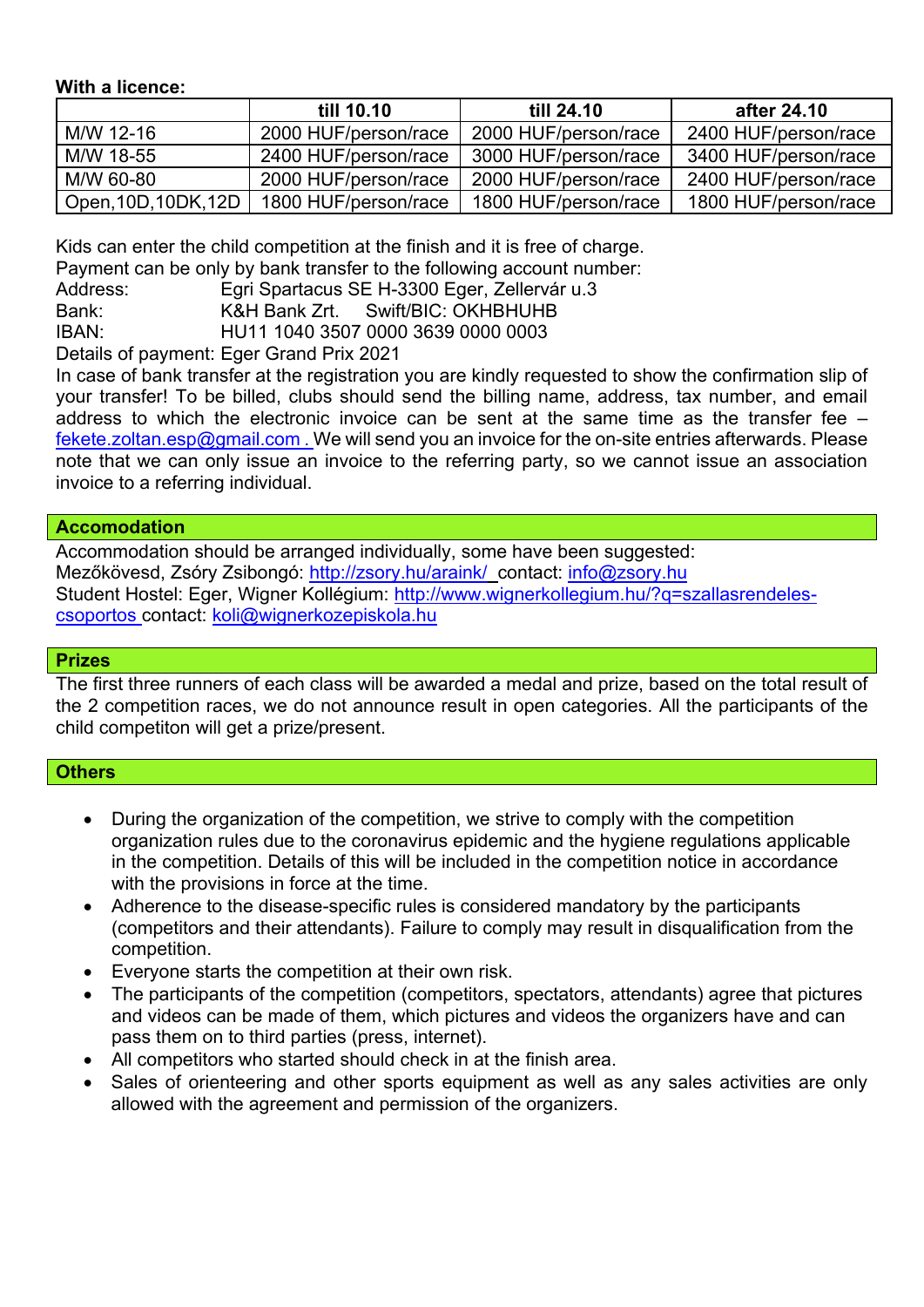**With a licence:**

| | till 10.10 | till 24.10 | after 24.10 |
|---|---|---|---|
| M/W 12-16 | 2000 HUF/person/race | 2000 HUF/person/race | 2400 HUF/person/race |
| M/W 18-55 | 2400 HUF/person/race | 3000 HUF/person/race | 3400 HUF/person/race |
| M/W 60-80 | 2000 HUF/person/race | 2000 HUF/person/race | 2400 HUF/person/race |
| Open,10D,10DK,12D | 1800 HUF/person/race | 1800 HUF/person/race | 1800 HUF/person/race |

Kids can enter the child competition at the finish and it is free of charge.
Payment can be only by bank transfer to the following account number:

Address: Egri Spartacus SE H-3300 Eger, Zellervár u.3
Bank: K&H Bank Zrt. Swift/BIC: OKHBHUHB
IBAN: HU11 1040 3507 0000 3639 0000 0003

Details of payment: Eger Grand Prix 2021

In case of bank transfer at the registration you are kindly requested to show the confirmation slip of your transfer! To be billed, clubs should send the billing name, address, tax number, and email address to which the electronic invoice can be sent at the same time as the transfer fee – fekete.zoltan.esp@gmail.com . We will send you an invoice for the on-site entries afterwards. Please note that we can only issue an invoice to the referring party, so we cannot issue an association invoice to a referring individual.

## Accomodation

Accommodation should be arranged individually, some have been suggested:
Mezőkövesd, Zsóry Zsibongó: http://zsory.hu/araink/ contact: info@zsory.hu
Student Hostel: Eger, Wigner Kollégium: http://www.wignerkollegium.hu/?q=szallasrendeles-csoportos contact: koli@wignerkozepiskola.hu

## Prizes

The first three runners of each class will be awarded a medal and prize, based on the total result of the 2 competition races, we do not announce result in open categories. All the participants of the child competiton will get a prize/present.

## Others

- During the organization of the competition, we strive to comply with the competition organization rules due to the coronavirus epidemic and the hygiene regulations applicable in the competition. Details of this will be included in the competition notice in accordance with the provisions in force at the time.
- Adherence to the disease-specific rules is considered mandatory by the participants (competitors and their attendants). Failure to comply may result in disqualification from the competition.
- Everyone starts the competition at their own risk.
- The participants of the competition (competitors, spectators, attendants) agree that pictures and videos can be made of them, which pictures and videos the organizers have and can pass them on to third parties (press, internet).
- All competitors who started should check in at the finish area.
- Sales of orienteering and other sports equipment as well as any sales activities are only allowed with the agreement and permission of the organizers.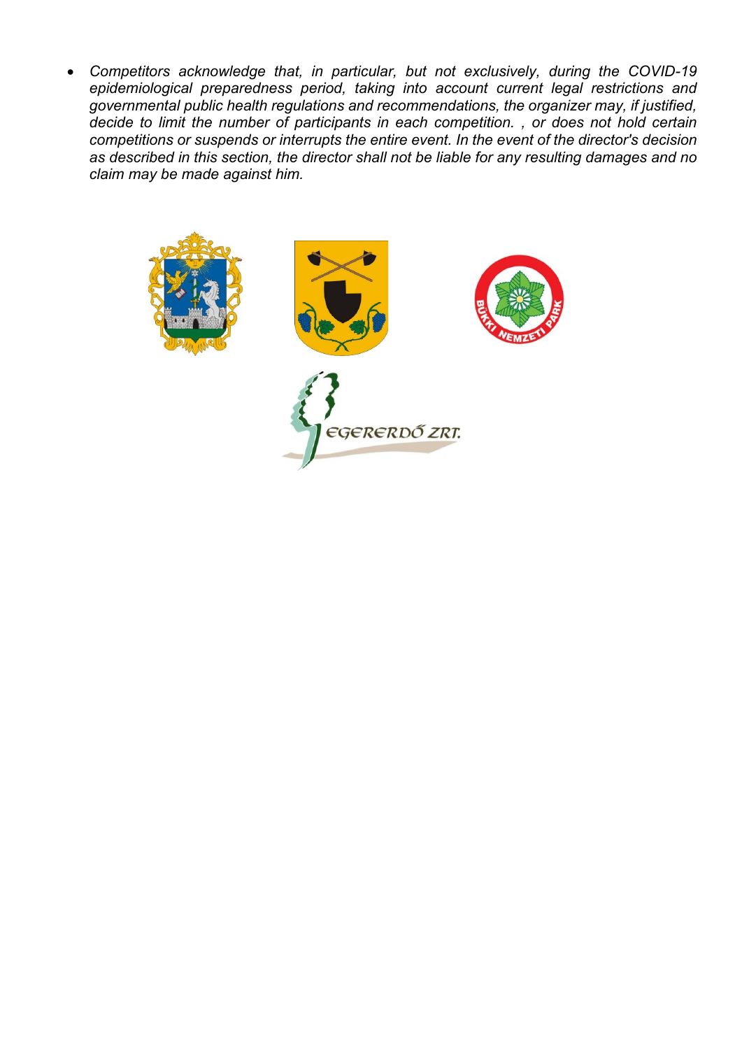- *Competitors acknowledge that, in particular, but not exclusively, during the COVID-19 epidemiological preparedness period, taking into account current legal restrictions and governmental public health regulations and recommendations, the organizer may, if justified, decide to limit the number of participants in each competition. , or does not hold certain competitions or suspends or interrupts the entire event. In the event of the director's decision as described in this section, the director shall not be liable for any resulting damages and no claim may be made against him.*